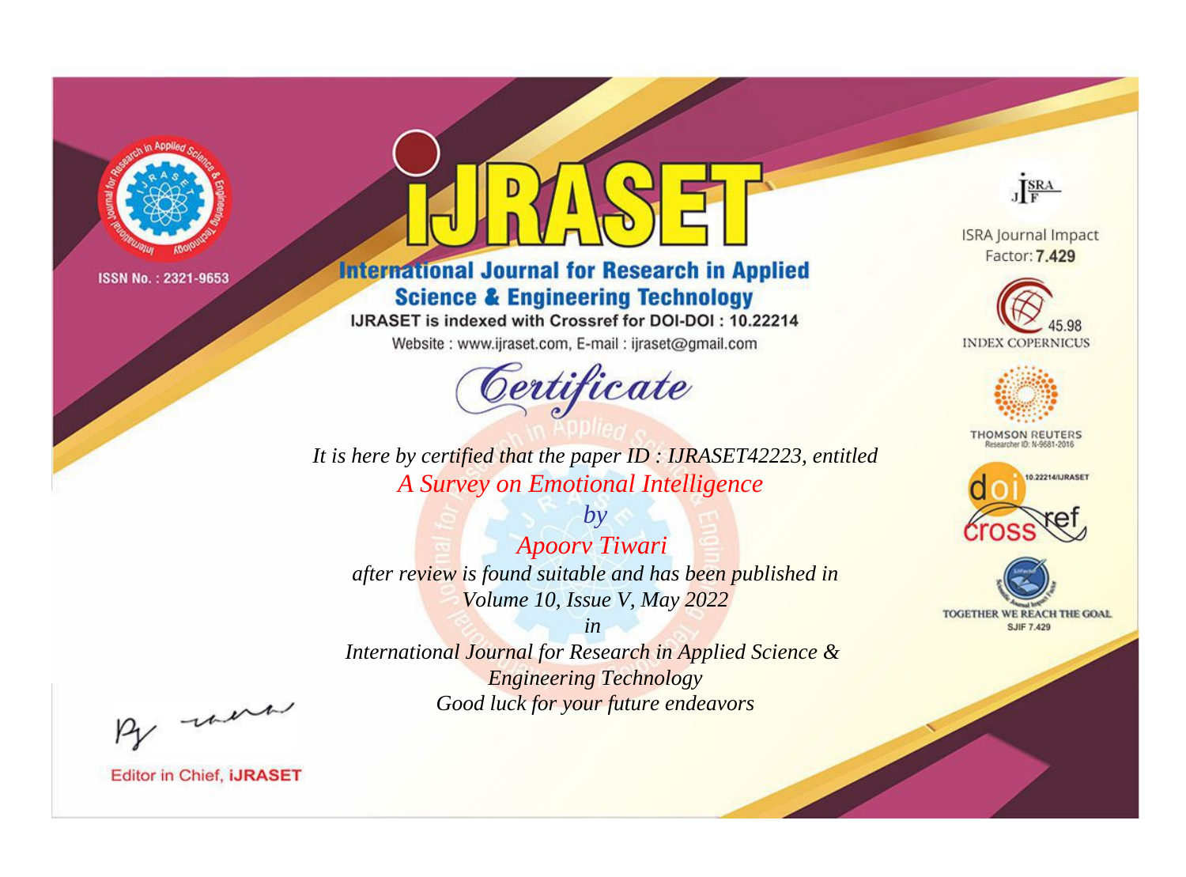ISSN No. : 2321-9653

# iJRASET

## International Journal for Research in Applied Science & Engineering Technology

IJRASET is indexed with Crossref for DOI-DOI : 10.22214

Website : www.ijraset.com, E-mail : ijraset@gmail.com

ISRA Journal Impact Factor: **7.429**

45.98 INDEX COPERNICUS

THOMSON REUTERS Researcher ID: N-9681-2016

10.22214/IJRASET

TOGETHER WE REACH THE GOAL SJIF 7.429

## *Certificate*

*It is here by certified that the paper ID : IJRASET42223, entitled*

*A Survey on Emotional Intelligence*

*by*

*Apoorv Tiwari*

*after review is found suitable and has been published in*

*Volume 10, Issue V, May 2022*

*in*

*International Journal for Research in Applied Science & Engineering Technology*

*Good luck for your future endeavors*

Editor in Chief, **iJRASET**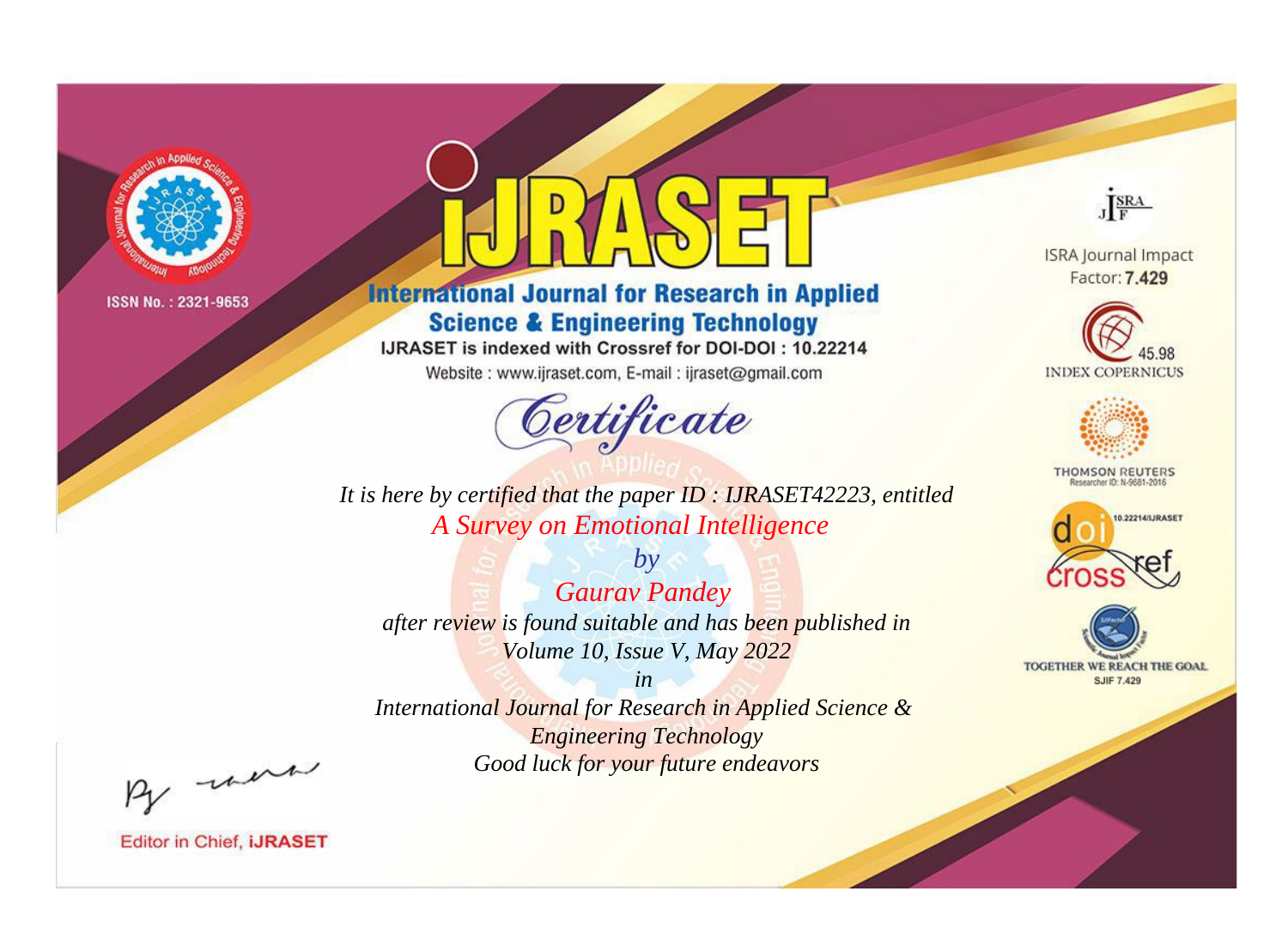ISSN No. : 2321-9653

# IJRASET

## International Journal for Research in Applied Science & Engineering Technology

IJRASET is indexed with Crossref for DOI-DOI : 10.22214

Website : www.ijraset.com, E-mail : ijraset@gmail.com

*Certificate*

*It is here by certified that the paper ID : IJRASET42223, entitled*

*A Survey on Emotional Intelligence*

*by*

*Gaurav Pandey*

*after review is found suitable and has been published in*

*Volume 10, Issue V, May 2022*

*in*

*International Journal for Research in Applied Science & Engineering Technology*

*Good luck for your future endeavors*

Editor in Chief, iJRASET

ISRA Journal Impact Factor: **7.429**

45.98 INDEX COPERNICUS

THOMSON REUTERS Researcher ID: N-9681-2016

10.22214/IJRASET

TOGETHER WE REACH THE GOAL SJIF 7.429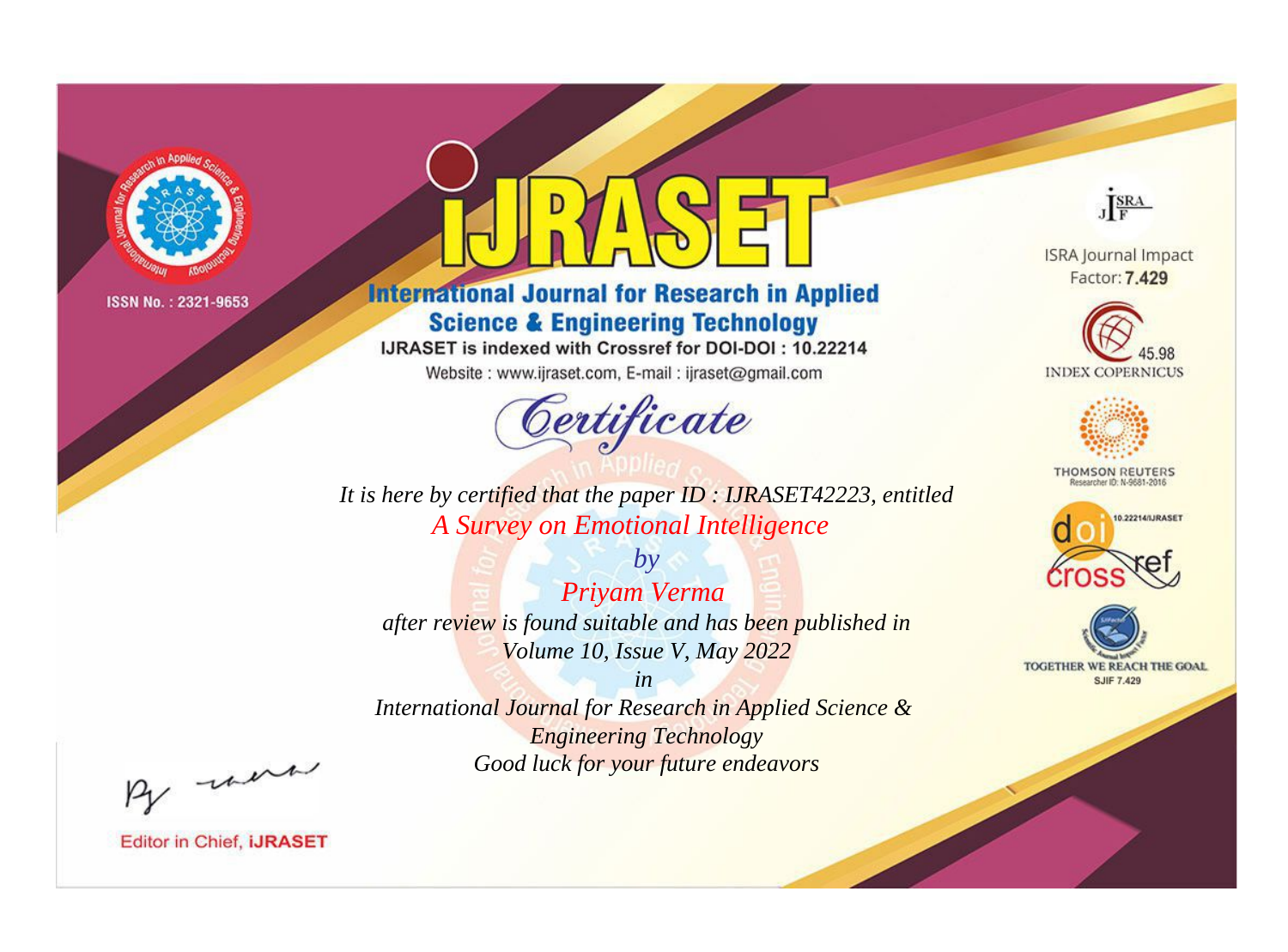ISSN No. : 2321-9653

# iJRASET

## International Journal for Research in Applied Science & Engineering Technology

IJRASET is indexed with Crossref for DOI-DOI : 10.22214

Website : www.ijraset.com, E-mail : ijraset@gmail.com

ISRA Journal Impact Factor: **7.429**

45.98 INDEX COPERNICUS

THOMSON REUTERS Researcher ID: N-9681-2016

10.22214/IJRASET

TOGETHER WE REACH THE GOAL SJIF 7.429

# *Certificate*

*It is here by certified that the paper ID : IJRASET42223, entitled*

*A Survey on Emotional Intelligence*

*by*

*Priyam Verma*

*after review is found suitable and has been published in*

*Volume 10, Issue V, May 2022*

*in*

*International Journal for Research in Applied Science & Engineering Technology*

*Good luck for your future endeavors*

Editor in Chief, **iJRASET**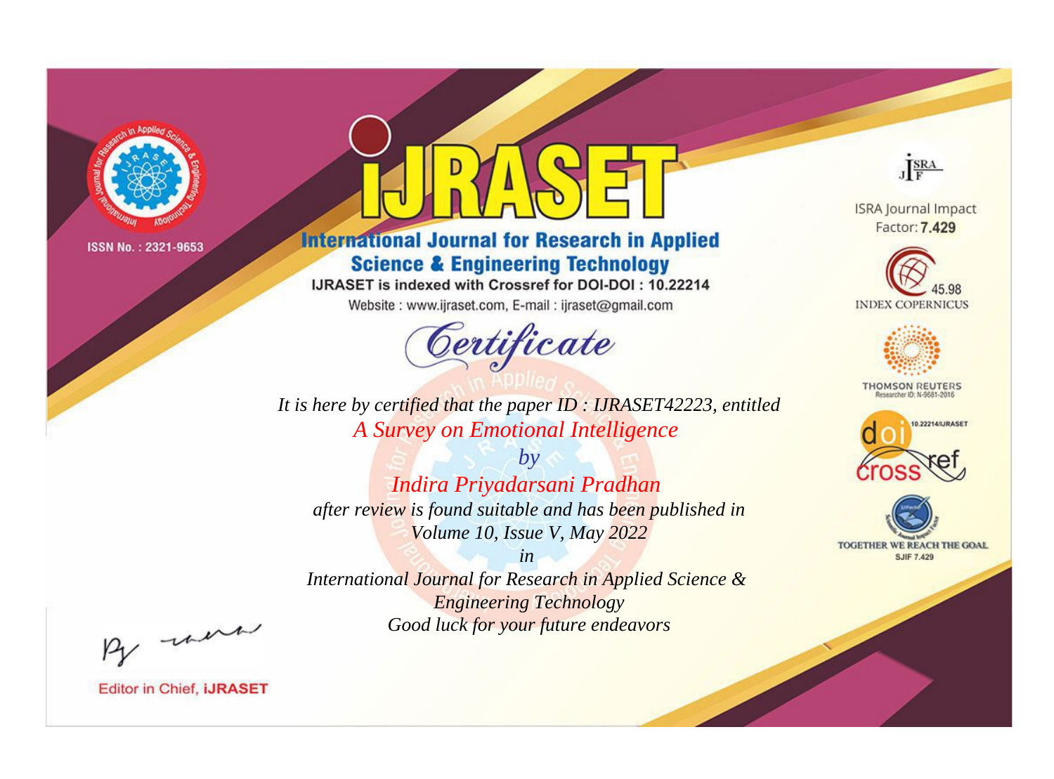ISSN No. : 2321-9653

# iJRASET

## International Journal for Research in Applied Science & Engineering Technology

IJRASET is indexed with Crossref for DOI-DOI : 10.22214

Website : www.ijraset.com, E-mail : ijraset@gmail.com

ISRA Journal Impact Factor: **7.429**

45.98 INDEX COPERNICUS

THOMSON REUTERS Researcher ID: N-9681-2016

10.22214/IJRASET

TOGETHER WE REACH THE GOAL SJIF 7.429

## *Certificate*

*It is here by certified that the paper ID : IJRASET42223, entitled*

*A Survey on Emotional Intelligence*

*by*

*Indira Priyadarsani Pradhan*

*after review is found suitable and has been published in*

*Volume 10, Issue V, May 2022*

*in*

*International Journal for Research in Applied Science & Engineering Technology*

*Good luck for your future endeavors*

Editor in Chief, **iJRASET**